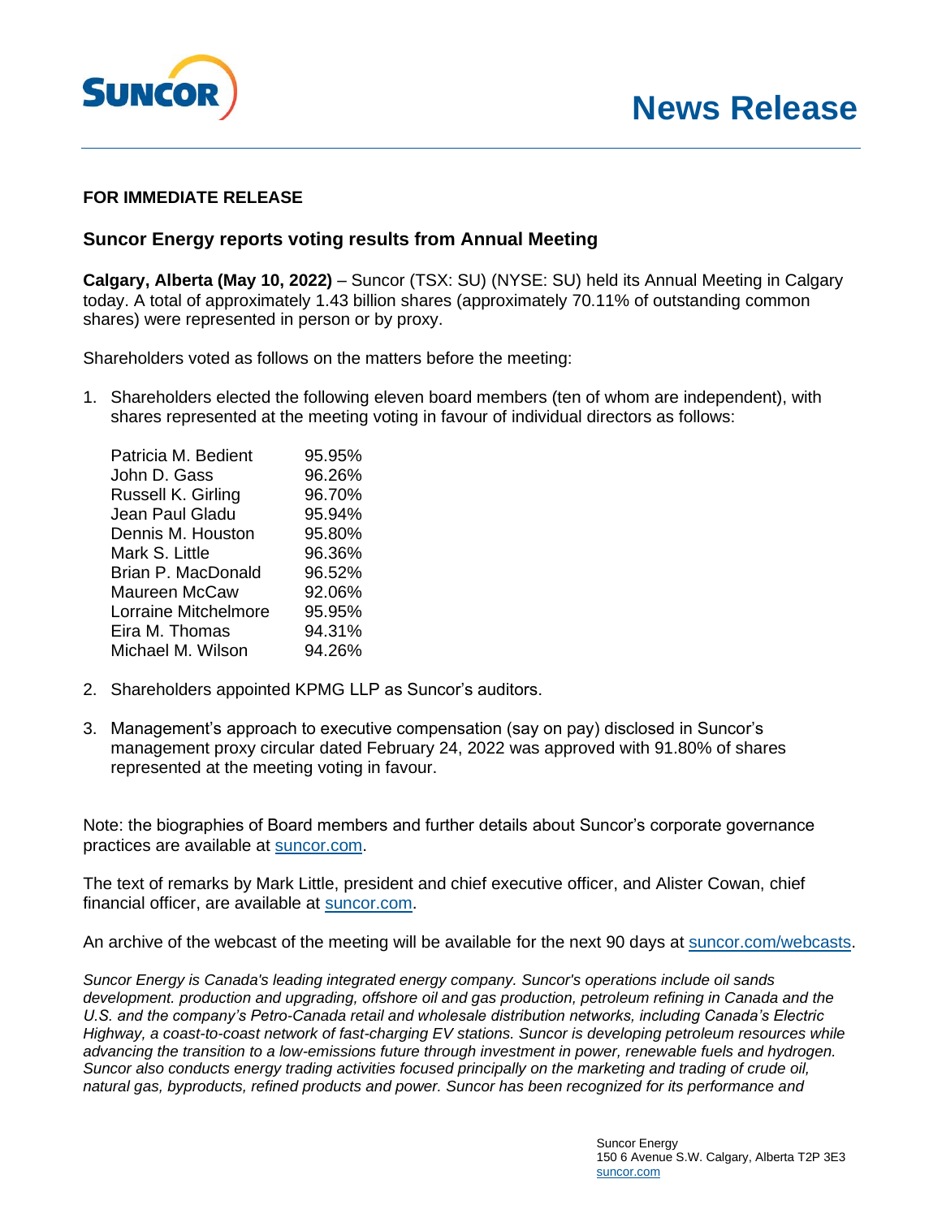# News Release

**FOR IMMEDIATE RELEASE**

## Suncor Energy reports voting results from Annual Meeting

**Calgary, Alberta (May 10, 2022)** – Suncor (TSX: SU) (NYSE: SU) held its Annual Meeting in Calgary today. A total of approximately 1.43 billion shares (approximately 70.11% of outstanding common shares) were represented in person or by proxy.

Shareholders voted as follows on the matters before the meeting:

1. Shareholders elected the following eleven board members (ten of whom are independent), with shares represented at the meeting voting in favour of individual directors as follows:

| | |
|---|---|
| Patricia M. Bedient | 95.95% |
| John D. Gass | 96.26% |
| Russell K. Girling | 96.70% |
| Jean Paul Gladu | 95.94% |
| Dennis M. Houston | 95.80% |
| Mark S. Little | 96.36% |
| Brian P. MacDonald | 96.52% |
| Maureen McCaw | 92.06% |
| Lorraine Mitchelmore | 95.95% |
| Eira M. Thomas | 94.31% |
| Michael M. Wilson | 94.26% |

2. Shareholders appointed KPMG LLP as Suncor's auditors.

3. Management's approach to executive compensation (say on pay) disclosed in Suncor's management proxy circular dated February 24, 2022 was approved with 91.80% of shares represented at the meeting voting in favour.

Note: the biographies of Board members and further details about Suncor's corporate governance practices are available at suncor.com.

The text of remarks by Mark Little, president and chief executive officer, and Alister Cowan, chief financial officer, are available at suncor.com.

An archive of the webcast of the meeting will be available for the next 90 days at suncor.com/webcasts.

*Suncor Energy is Canada's leading integrated energy company. Suncor's operations include oil sands development. production and upgrading, offshore oil and gas production, petroleum refining in Canada and the U.S. and the company's Petro-Canada retail and wholesale distribution networks, including Canada's Electric Highway, a coast-to-coast network of fast-charging EV stations. Suncor is developing petroleum resources while advancing the transition to a low-emissions future through investment in power, renewable fuels and hydrogen. Suncor also conducts energy trading activities focused principally on the marketing and trading of crude oil, natural gas, byproducts, refined products and power. Suncor has been recognized for its performance and*

Suncor Energy
150 6 Avenue S.W. Calgary, Alberta T2P 3E3
suncor.com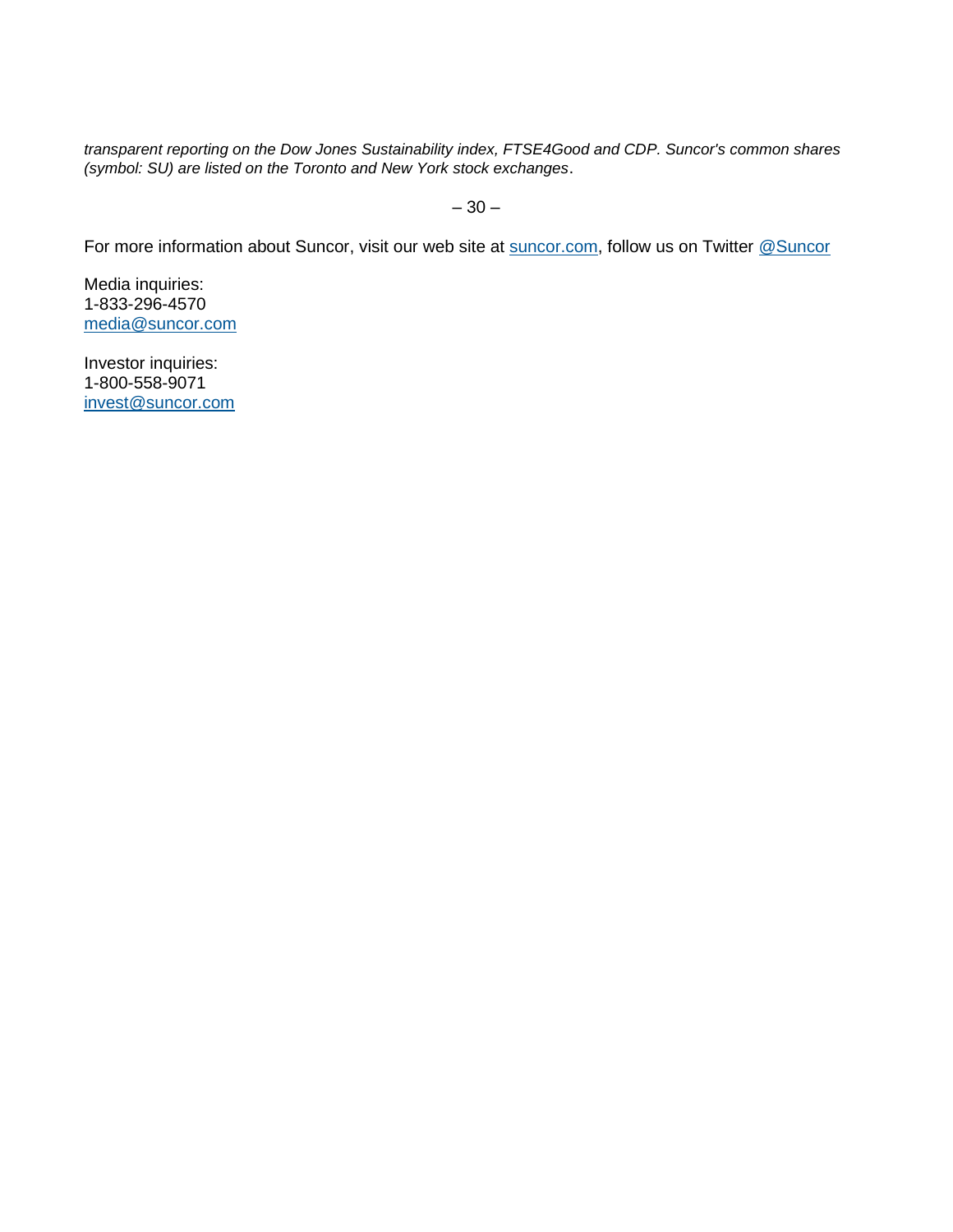*transparent reporting on the Dow Jones Sustainability index, FTSE4Good and CDP. Suncor's common shares (symbol: SU) are listed on the Toronto and New York stock exchanges*.

– 30 –

For more information about Suncor, visit our web site at [suncor.com](suncor.com), follow us on Twitter [@Suncor](@Suncor)

Media inquiries:
1-833-296-4570
[media@suncor.com](mailto:media@suncor.com)

Investor inquiries:
1-800-558-9071
[invest@suncor.com](mailto:invest@suncor.com)